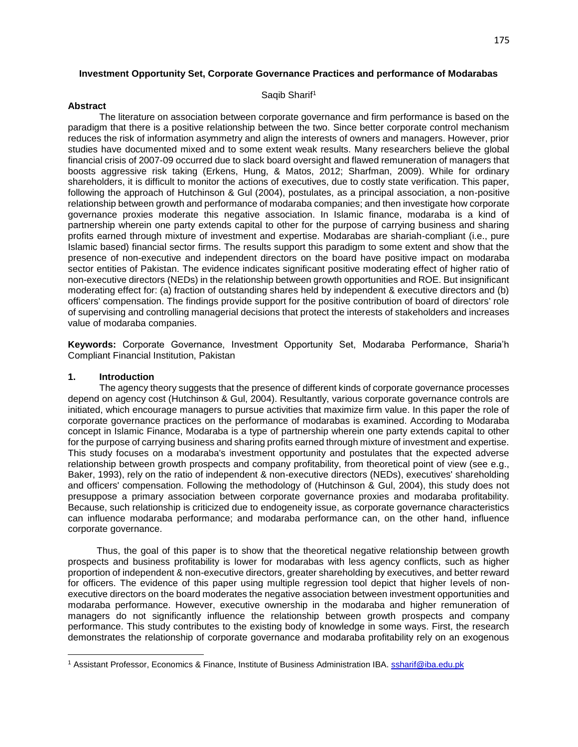# Investment Opportunity Set, Corporate Governance Practices and performance of Modarabas

Saqib Sharif[1]

## Abstract

The literature on association between corporate governance and firm performance is based on the paradigm that there is a positive relationship between the two. Since better corporate control mechanism reduces the risk of information asymmetry and align the interests of owners and managers. However, prior studies have documented mixed and to some extent weak results. Many researchers believe the global financial crisis of 2007-09 occurred due to slack board oversight and flawed remuneration of managers that boosts aggressive risk taking (Erkens, Hung, & Matos, 2012; Sharfman, 2009). While for ordinary shareholders, it is difficult to monitor the actions of executives, due to costly state verification. This paper, following the approach of Hutchinson & Gul (2004), postulates, as a principal association, a non-positive relationship between growth and performance of modaraba companies; and then investigate how corporate governance proxies moderate this negative association. In Islamic finance, modaraba is a kind of partnership wherein one party extends capital to other for the purpose of carrying business and sharing profits earned through mixture of investment and expertise. Modarabas are shariah-compliant (i.e., pure Islamic based) financial sector firms. The results support this paradigm to some extent and show that the presence of non-executive and independent directors on the board have positive impact on modaraba sector entities of Pakistan. The evidence indicates significant positive moderating effect of higher ratio of non-executive directors (NEDs) in the relationship between growth opportunities and ROE. But insignificant moderating effect for: (a) fraction of outstanding shares held by independent & executive directors and (b) officers' compensation. The findings provide support for the positive contribution of board of directors' role of supervising and controlling managerial decisions that protect the interests of stakeholders and increases value of modaraba companies.

**Keywords:** Corporate Governance, Investment Opportunity Set, Modaraba Performance, Sharia'h Compliant Financial Institution, Pakistan

## 1. Introduction

The agency theory suggests that the presence of different kinds of corporate governance processes depend on agency cost (Hutchinson & Gul, 2004). Resultantly, various corporate governance controls are initiated, which encourage managers to pursue activities that maximize firm value. In this paper the role of corporate governance practices on the performance of modarabas is examined. According to Modaraba concept in Islamic Finance, Modaraba is a type of partnership wherein one party extends capital to other for the purpose of carrying business and sharing profits earned through mixture of investment and expertise. This study focuses on a modaraba's investment opportunity and postulates that the expected adverse relationship between growth prospects and company profitability, from theoretical point of view (see e.g., Baker, 1993), rely on the ratio of independent & non-executive directors (NEDs), executives' shareholding and officers' compensation. Following the methodology of (Hutchinson & Gul, 2004), this study does not presuppose a primary association between corporate governance proxies and modaraba profitability. Because, such relationship is criticized due to endogeneity issue, as corporate governance characteristics can influence modaraba performance; and modaraba performance can, on the other hand, influence corporate governance.

Thus, the goal of this paper is to show that the theoretical negative relationship between growth prospects and business profitability is lower for modarabas with less agency conflicts, such as higher proportion of independent & non-executive directors, greater shareholding by executives, and better reward for officers. The evidence of this paper using multiple regression tool depict that higher levels of non-executive directors on the board moderates the negative association between investment opportunities and modaraba performance. However, executive ownership in the modaraba and higher remuneration of managers do not significantly influence the relationship between growth prospects and company performance. This study contributes to the existing body of knowledge in some ways. First, the research demonstrates the relationship of corporate governance and modaraba profitability rely on an exogenous

[1] Assistant Professor, Economics & Finance, Institute of Business Administration IBA. ssharif@iba.edu.pk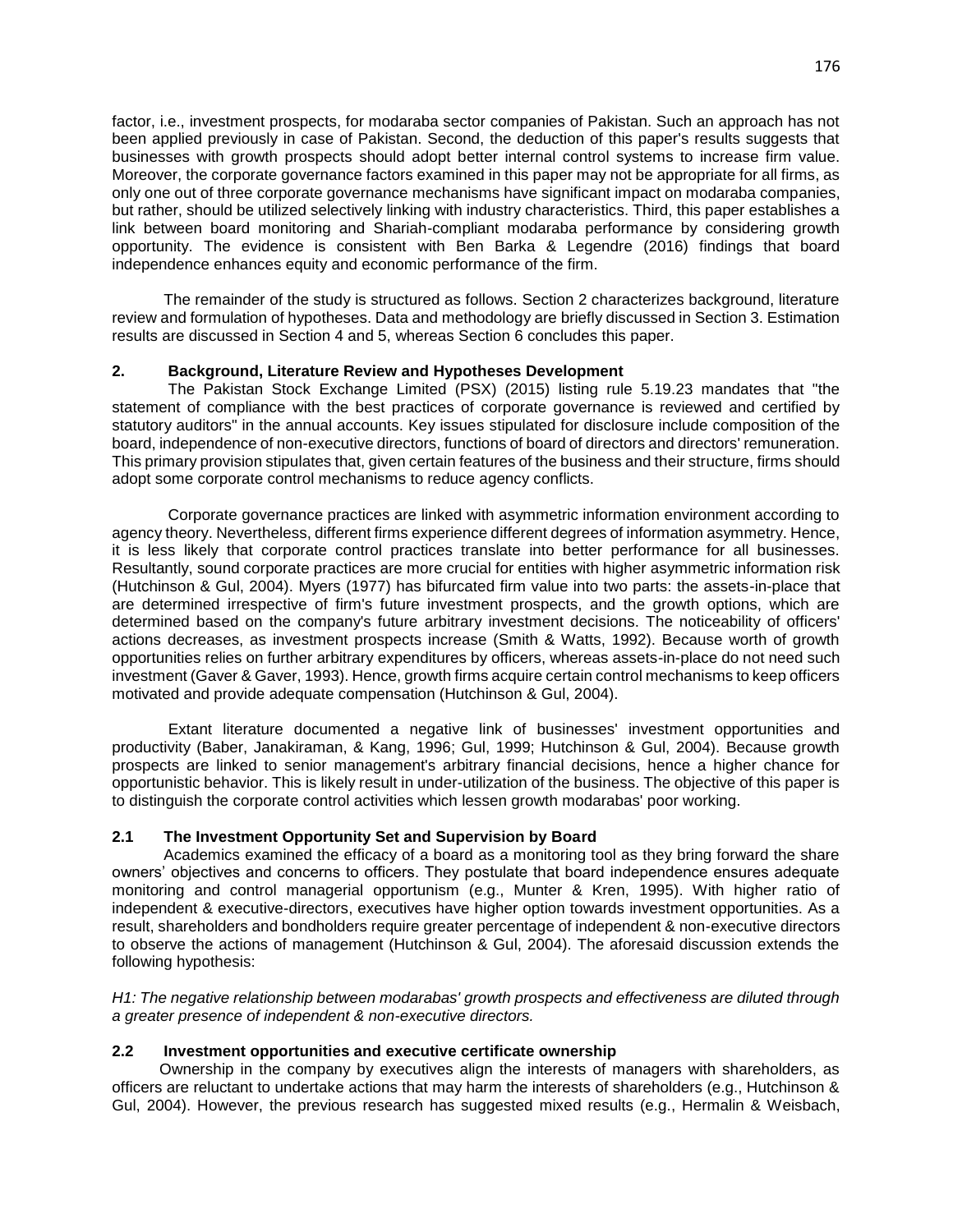factor, i.e., investment prospects, for modaraba sector companies of Pakistan. Such an approach has not been applied previously in case of Pakistan. Second, the deduction of this paper's results suggests that businesses with growth prospects should adopt better internal control systems to increase firm value. Moreover, the corporate governance factors examined in this paper may not be appropriate for all firms, as only one out of three corporate governance mechanisms have significant impact on modaraba companies, but rather, should be utilized selectively linking with industry characteristics. Third, this paper establishes a link between board monitoring and Shariah-compliant modaraba performance by considering growth opportunity. The evidence is consistent with Ben Barka & Legendre (2016) findings that board independence enhances equity and economic performance of the firm.

The remainder of the study is structured as follows. Section 2 characterizes background, literature review and formulation of hypotheses. Data and methodology are briefly discussed in Section 3. Estimation results are discussed in Section 4 and 5, whereas Section 6 concludes this paper.

## 2. Background, Literature Review and Hypotheses Development

The Pakistan Stock Exchange Limited (PSX) (2015) listing rule 5.19.23 mandates that "the statement of compliance with the best practices of corporate governance is reviewed and certified by statutory auditors" in the annual accounts. Key issues stipulated for disclosure include composition of the board, independence of non-executive directors, functions of board of directors and directors' remuneration. This primary provision stipulates that, given certain features of the business and their structure, firms should adopt some corporate control mechanisms to reduce agency conflicts.

Corporate governance practices are linked with asymmetric information environment according to agency theory. Nevertheless, different firms experience different degrees of information asymmetry. Hence, it is less likely that corporate control practices translate into better performance for all businesses. Resultantly, sound corporate practices are more crucial for entities with higher asymmetric information risk (Hutchinson & Gul, 2004). Myers (1977) has bifurcated firm value into two parts: the assets-in-place that are determined irrespective of firm's future investment prospects, and the growth options, which are determined based on the company's future arbitrary investment decisions. The noticeability of officers' actions decreases, as investment prospects increase (Smith & Watts, 1992). Because worth of growth opportunities relies on further arbitrary expenditures by officers, whereas assets-in-place do not need such investment (Gaver & Gaver, 1993). Hence, growth firms acquire certain control mechanisms to keep officers motivated and provide adequate compensation (Hutchinson & Gul, 2004).

Extant literature documented a negative link of businesses' investment opportunities and productivity (Baber, Janakiraman, & Kang, 1996; Gul, 1999; Hutchinson & Gul, 2004). Because growth prospects are linked to senior management's arbitrary financial decisions, hence a higher chance for opportunistic behavior. This is likely result in under-utilization of the business. The objective of this paper is to distinguish the corporate control activities which lessen growth modarabas' poor working.

### 2.1 The Investment Opportunity Set and Supervision by Board

Academics examined the efficacy of a board as a monitoring tool as they bring forward the share owners' objectives and concerns to officers. They postulate that board independence ensures adequate monitoring and control managerial opportunism (e.g., Munter & Kren, 1995). With higher ratio of independent & executive-directors, executives have higher option towards investment opportunities. As a result, shareholders and bondholders require greater percentage of independent & non-executive directors to observe the actions of management (Hutchinson & Gul, 2004). The aforesaid discussion extends the following hypothesis:

*H1: The negative relationship between modarabas' growth prospects and effectiveness are diluted through a greater presence of independent & non-executive directors.*

### 2.2 Investment opportunities and executive certificate ownership

Ownership in the company by executives align the interests of managers with shareholders, as officers are reluctant to undertake actions that may harm the interests of shareholders (e.g., Hutchinson & Gul, 2004). However, the previous research has suggested mixed results (e.g., Hermalin & Weisbach,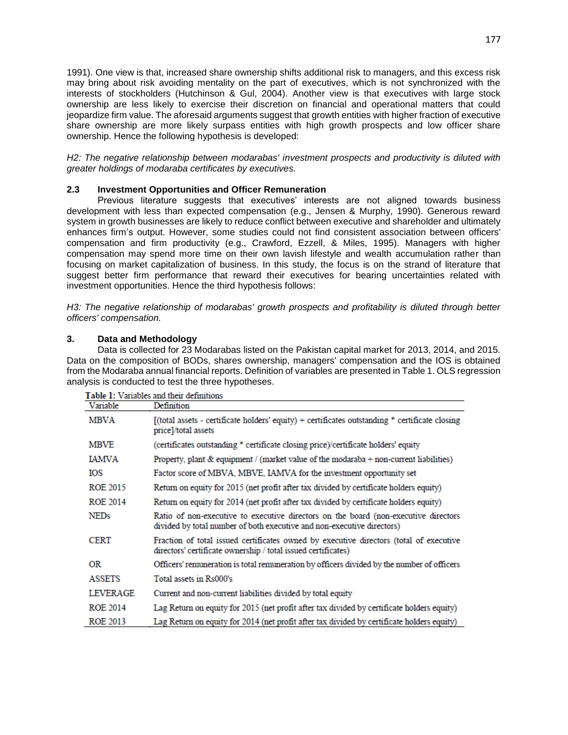1991). One view is that, increased share ownership shifts additional risk to managers, and this excess risk may bring about risk avoiding mentality on the part of executives, which is not synchronized with the interests of stockholders (Hutchinson & Gul, 2004). Another view is that executives with large stock ownership are less likely to exercise their discretion on financial and operational matters that could jeopardize firm value. The aforesaid arguments suggest that growth entities with higher fraction of executive share ownership are more likely surpass entities with high growth prospects and low officer share ownership. Hence the following hypothesis is developed:

*H2: The negative relationship between modarabas' investment prospects and productivity is diluted with greater holdings of modaraba certificates by executives.*

### 2.3 Investment Opportunities and Officer Remuneration

Previous literature suggests that executives' interests are not aligned towards business development with less than expected compensation (e.g., Jensen & Murphy, 1990). Generous reward system in growth businesses are likely to reduce conflict between executive and shareholder and ultimately enhances firm's output. However, some studies could not find consistent association between officers' compensation and firm productivity (e.g., Crawford, Ezzell, & Miles, 1995). Managers with higher compensation may spend more time on their own lavish lifestyle and wealth accumulation rather than focusing on market capitalization of business. In this study, the focus is on the strand of literature that suggest better firm performance that reward their executives for bearing uncertainties related with investment opportunities. Hence the third hypothesis follows:

*H3: The negative relationship of modarabas' growth prospects and profitability is diluted through better officers' compensation.*

## 3. Data and Methodology

Data is collected for 23 Modarabas listed on the Pakistan capital market for 2013, 2014, and 2015. Data on the composition of BODs, shares ownership, managers' compensation and the IOS is obtained from the Modaraba annual financial reports. Definition of variables are presented in Table 1. OLS regression analysis is conducted to test the three hypotheses.

**Table 1:** Variables and their definitions

| Variable | Definition |
|---|---|
| MBVA | [(total assets - certificate holders' equity) + certificates outstanding * certificate closing price]/total assets |
| MBVE | (certificates outstanding * certificate closing price)/certificate holders' equity |
| IAMVA | Property, plant & equipment / (market value of the modaraba + non-current liabilities) |
| IOS | Factor score of MBVA, MBVE, IAMVA for the investment opportunity set |
| ROE 2015 | Return on equity for 2015 (net profit after tax divided by certificate holders equity) |
| ROE 2014 | Return on equity for 2014 (net profit after tax divided by certificate holders equity) |
| NEDs | Ratio of non-executive to executive directors on the board (non-executive directors divided by total number of both executive and non-executive directors) |
| CERT | Fraction of total issued certificates owned by executive directors (total of executive directors' certificate ownership / total issued certificates) |
| OR | Officers' remuneration is total remuneration by officers divided by the number of officers |
| ASSETS | Total assets in Rs000's |
| LEVERAGE | Current and non-current liabilities divided by total equity |
| ROE 2014 | Lag Return on equity for 2015 (net profit after tax divided by certificate holders equity) |
| ROE 2013 | Lag Return on equity for 2014 (net profit after tax divided by certificate holders equity) |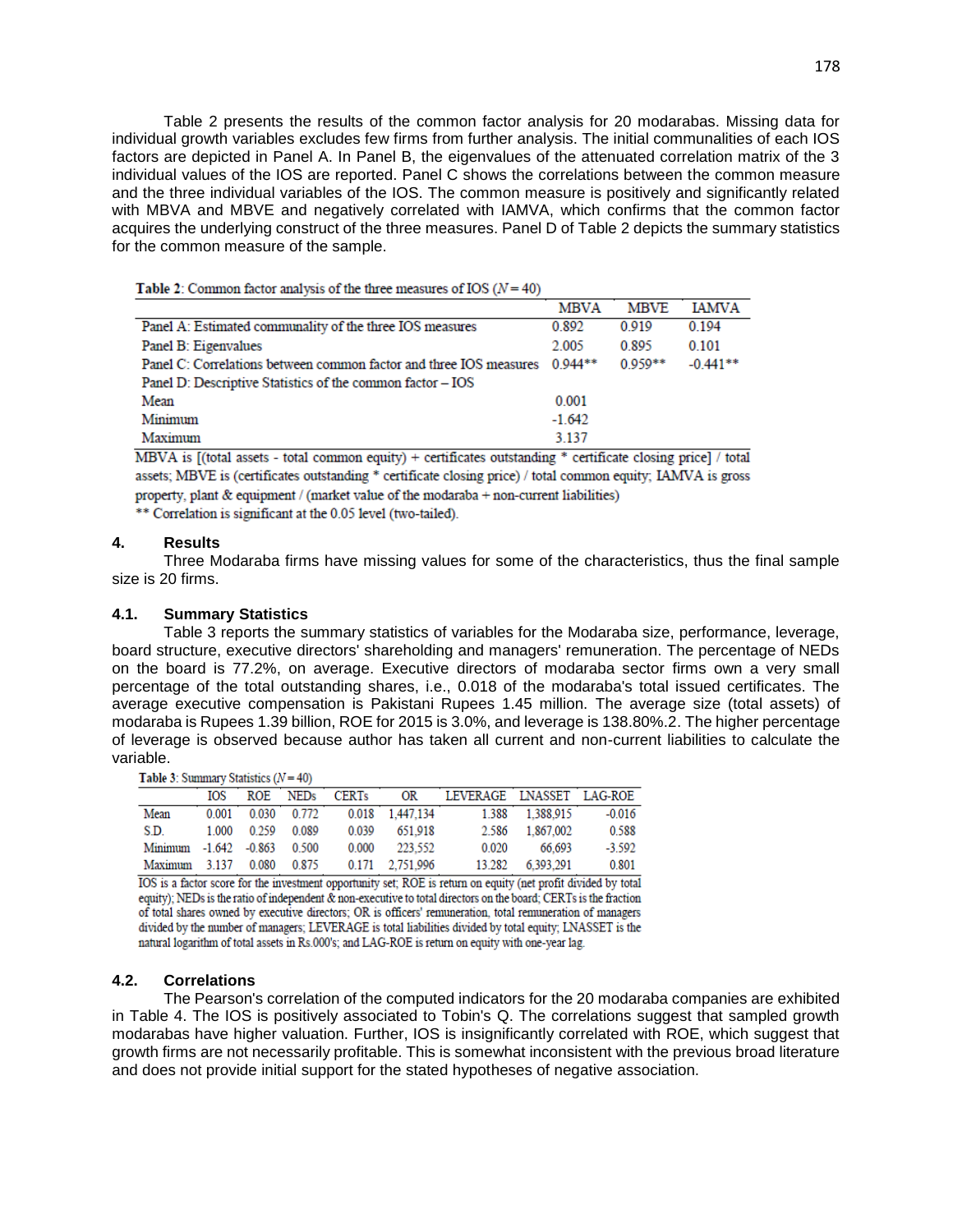Table 2 presents the results of the common factor analysis for 20 modarabas. Missing data for individual growth variables excludes few firms from further analysis. The initial communalities of each IOS factors are depicted in Panel A. In Panel B, the eigenvalues of the attenuated correlation matrix of the 3 individual values of the IOS are reported. Panel C shows the correlations between the common measure and the three individual variables of the IOS. The common measure is positively and significantly related with MBVA and MBVE and negatively correlated with IAMVA, which confirms that the common factor acquires the underlying construct of the three measures. Panel D of Table 2 depicts the summary statistics for the common measure of the sample.

**Table 2**: Common factor analysis of the three measures of IOS ($N = 40$)

| | MBVA | MBVE | IAMVA |
|---|---|---|---|
| Panel A: Estimated communality of the three IOS measures | 0.892 | 0.919 | 0.194 |
| Panel B: Eigenvalues | 2.005 | 0.895 | 0.101 |
| Panel C: Correlations between common factor and three IOS measures | 0.944** | 0.959** | -0.441** |
| Panel D: Descriptive Statistics of the common factor – IOS | | | |
| Mean | 0.001 | | |
| Minimum | -1.642 | | |
| Maximum | 3.137 | | |

MBVA is [(total assets - total common equity) + certificates outstanding * certificate closing price] / total assets; MBVE is (certificates outstanding * certificate closing price) / total common equity; IAMVA is gross property, plant & equipment / (market value of the modaraba + non-current liabilities)

** Correlation is significant at the 0.05 level (two-tailed).

## 4. Results

Three Modaraba firms have missing values for some of the characteristics, thus the final sample size is 20 firms.

### 4.1. Summary Statistics

Table 3 reports the summary statistics of variables for the Modaraba size, performance, leverage, board structure, executive directors' shareholding and managers' remuneration. The percentage of NEDs on the board is 77.2%, on average. Executive directors of modaraba sector firms own a very small percentage of the total outstanding shares, i.e., 0.018 of the modaraba's total issued certificates. The average executive compensation is Pakistani Rupees 1.45 million. The average size (total assets) of modaraba is Rupees 1.39 billion, ROE for 2015 is 3.0%, and leverage is 138.80%.2. The higher percentage of leverage is observed because author has taken all current and non-current liabilities to calculate the variable.

**Table 3**: Summary Statistics ($N = 40$)

| | IOS | ROE | NEDs | CERTs | OR | LEVERAGE | LNASSET | LAG-ROE |
|---|---|---|---|---|---|---|---|---|
| Mean | 0.001 | 0.030 | 0.772 | 0.018 | 1,447,134 | 1.388 | 1,388,915 | -0.016 |
| S.D. | 1.000 | 0.259 | 0.089 | 0.039 | 651,918 | 2.586 | 1,867,002 | 0.588 |
| Minimum | -1.642 | -0.863 | 0.500 | 0.000 | 223,552 | 0.020 | 66,693 | -3.592 |
| Maximum | 3.137 | 0.080 | 0.875 | 0.171 | 2,751,996 | 13.282 | 6,393,291 | 0.801 |

IOS is a factor score for the investment opportunity set; ROE is return on equity (net profit divided by total equity); NEDs is the ratio of independent & non-executive to total directors on the board; CERTs is the fraction of total shares owned by executive directors; OR is officers' remuneration, total remuneration of managers divided by the number of managers; LEVERAGE is total liabilities divided by total equity; LNASSET is the natural logarithm of total assets in Rs.000's; and LAG-ROE is return on equity with one-year lag.

### 4.2. Correlations

The Pearson's correlation of the computed indicators for the 20 modaraba companies are exhibited in Table 4. The IOS is positively associated to Tobin's Q. The correlations suggest that sampled growth modarabas have higher valuation. Further, IOS is insignificantly correlated with ROE, which suggest that growth firms are not necessarily profitable. This is somewhat inconsistent with the previous broad literature and does not provide initial support for the stated hypotheses of negative association.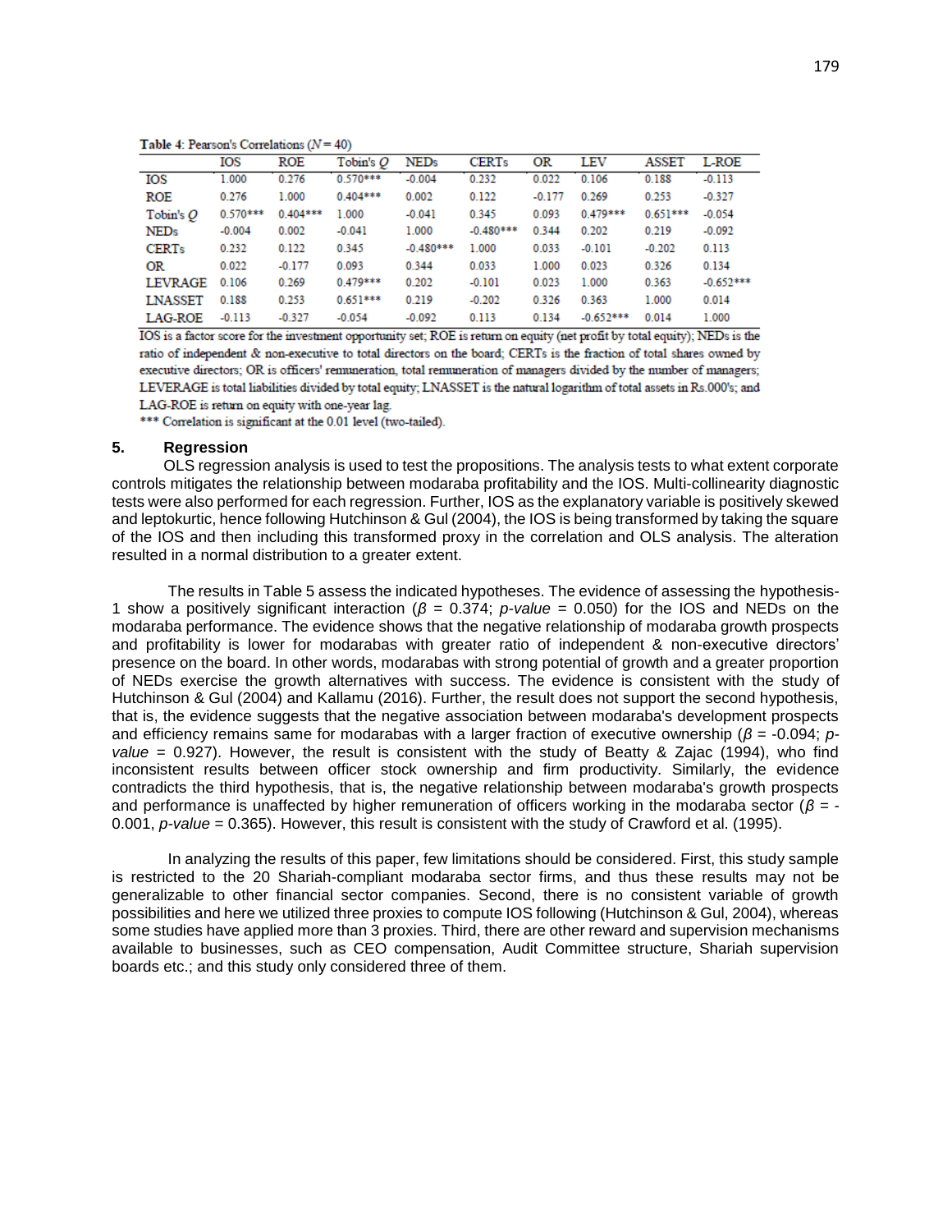Table 4: Pearson's Correlations ($N = 40$)

| | IOS | ROE | Tobin's $Q$ | NEDs | CERTs | OR | LEV | ASSET | L-ROE |
|---|---|---|---|---|---|---|---|---|---|
| IOS | 1.000 | 0.276 | 0.570*** | -0.004 | 0.232 | 0.022 | 0.106 | 0.188 | -0.113 |
| ROE | 0.276 | 1.000 | 0.404*** | 0.002 | 0.122 | -0.177 | 0.269 | 0.253 | -0.327 |
| Tobin's $Q$ | 0.570*** | 0.404*** | 1.000 | -0.041 | 0.345 | 0.093 | 0.479*** | 0.651*** | -0.054 |
| NEDs | -0.004 | 0.002 | -0.041 | 1.000 | -0.480*** | 0.344 | 0.202 | 0.219 | -0.092 |
| CERTs | 0.232 | 0.122 | 0.345 | -0.480*** | 1.000 | 0.033 | -0.101 | -0.202 | 0.113 |
| OR | 0.022 | -0.177 | 0.093 | 0.344 | 0.033 | 1.000 | 0.023 | 0.326 | 0.134 |
| LEVRAGE | 0.106 | 0.269 | 0.479*** | 0.202 | -0.101 | 0.023 | 1.000 | 0.363 | -0.652*** |
| LNASSET | 0.188 | 0.253 | 0.651*** | 0.219 | -0.202 | 0.326 | 0.363 | 1.000 | 0.014 |
| LAG-ROE | -0.113 | -0.327 | -0.054 | -0.092 | 0.113 | 0.134 | -0.652*** | 0.014 | 1.000 |

IOS is a factor score for the investment opportunity set; ROE is return on equity (net profit by total equity); NEDs is the ratio of independent & non-executive to total directors on the board; CERTs is the fraction of total shares owned by executive directors; OR is officers' remuneration, total remuneration of managers divided by the number of managers; LEVERAGE is total liabilities divided by total equity; LNASSET is the natural logarithm of total assets in Rs.000's; and LAG-ROE is return on equity with one-year lag.

*** Correlation is significant at the 0.01 level (two-tailed).

## 5. Regression

OLS regression analysis is used to test the propositions. The analysis tests to what extent corporate controls mitigates the relationship between modaraba profitability and the IOS. Multi-collinearity diagnostic tests were also performed for each regression. Further, IOS as the explanatory variable is positively skewed and leptokurtic, hence following Hutchinson & Gul (2004), the IOS is being transformed by taking the square of the IOS and then including this transformed proxy in the correlation and OLS analysis. The alteration resulted in a normal distribution to a greater extent.

The results in Table 5 assess the indicated hypotheses. The evidence of assessing the hypothesis-1 show a positively significant interaction ($\beta = 0.374$; *p-value* = 0.050) for the IOS and NEDs on the modaraba performance. The evidence shows that the negative relationship of modaraba growth prospects and profitability is lower for modarabas with greater ratio of independent & non-executive directors' presence on the board. In other words, modarabas with strong potential of growth and a greater proportion of NEDs exercise the growth alternatives with success. The evidence is consistent with the study of Hutchinson & Gul (2004) and Kallamu (2016). Further, the result does not support the second hypothesis, that is, the evidence suggests that the negative association between modaraba's development prospects and efficiency remains same for modarabas with a larger fraction of executive ownership ($\beta = -0.094$; *p-value* = 0.927). However, the result is consistent with the study of Beatty & Zajac (1994), who find inconsistent results between officer stock ownership and firm productivity. Similarly, the evidence contradicts the third hypothesis, that is, the negative relationship between modaraba's growth prospects and performance is unaffected by higher remuneration of officers working in the modaraba sector ($\beta = -0.001$, *p-value* = 0.365). However, this result is consistent with the study of Crawford et al. (1995).

In analyzing the results of this paper, few limitations should be considered. First, this study sample is restricted to the 20 Shariah-compliant modaraba sector firms, and thus these results may not be generalizable to other financial sector companies. Second, there is no consistent variable of growth possibilities and here we utilized three proxies to compute IOS following (Hutchinson & Gul, 2004), whereas some studies have applied more than 3 proxies. Third, there are other reward and supervision mechanisms available to businesses, such as CEO compensation, Audit Committee structure, Shariah supervision boards etc.; and this study only considered three of them.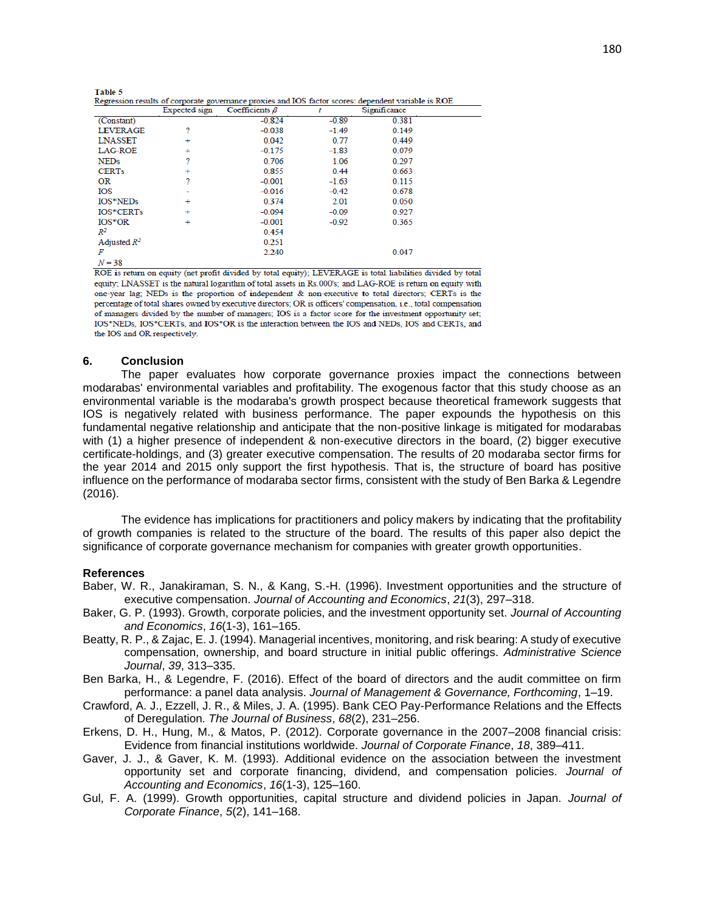**Table 5**
Regression results of corporate governance proxies and IOS factor scores: dependent variable is ROE

| | Expected sign | Coefficients $\beta$ | $t$ | Significance |
|---|---|---|---|---|
| (Constant) | | -0.824 | -0.89 | 0.381 |
| LEVERAGE | ? | -0.038 | -1.49 | 0.149 |
| LNASSET | + | 0.042 | 0.77 | 0.449 |
| LAG-ROE | + | -0.175 | -1.83 | 0.079 |
| NEDs | ? | 0.706 | 1.06 | 0.297 |
| CERTs | + | 0.855 | 0.44 | 0.663 |
| OR | ? | -0.001 | -1.63 | 0.115 |
| IOS | - | -0.016 | -0.42 | 0.678 |
| IOS*NEDs | + | 0.374 | 2.01 | 0.050 |
| IOS*CERTs | + | -0.094 | -0.09 | 0.927 |
| IOS*OR | + | -0.001 | -0.92 | 0.365 |
| $R^2$ | | 0.454 | | |
| Adjusted $R^2$ | | 0.251 | | |
| $F$ | | 2.240 | | 0.047 |
| $N = 38$ | | | | |

ROE is return on equity (net profit divided by total equity); LEVERAGE is total liabilities divided by total equity; LNASSET is the natural logarithm of total assets in Rs.000's; and LAG-ROE is return on equity with one-year lag; NEDs is the proportion of independent & non-executive to total directors; CERTs is the percentage of total shares owned by executive directors; OR is officers' compensation, i.e., total compensation of managers divided by the number of managers; IOS is a factor score for the investment opportunity set; IOS*NEDs, IOS*CERTs, and IOS*OR is the interaction between the IOS and NEDs, IOS and CERTs, and the IOS and OR respectively.

## 6. Conclusion

The paper evaluates how corporate governance proxies impact the connections between modarabas' environmental variables and profitability. The exogenous factor that this study choose as an environmental variable is the modaraba's growth prospect because theoretical framework suggests that IOS is negatively related with business performance. The paper expounds the hypothesis on this fundamental negative relationship and anticipate that the non-positive linkage is mitigated for modarabas with (1) a higher presence of independent & non-executive directors in the board, (2) bigger executive certificate-holdings, and (3) greater executive compensation. The results of 20 modaraba sector firms for the year 2014 and 2015 only support the first hypothesis. That is, the structure of board has positive influence on the performance of modaraba sector firms, consistent with the study of Ben Barka & Legendre (2016).

The evidence has implications for practitioners and policy makers by indicating that the profitability of growth companies is related to the structure of the board. The results of this paper also depict the significance of corporate governance mechanism for companies with greater growth opportunities.

## References

Baber, W. R., Janakiraman, S. N., & Kang, S.-H. (1996). Investment opportunities and the structure of executive compensation. *Journal of Accounting and Economics*, *21*(3), 297–318.

Baker, G. P. (1993). Growth, corporate policies, and the investment opportunity set. *Journal of Accounting and Economics*, *16*(1-3), 161–165.

Beatty, R. P., & Zajac, E. J. (1994). Managerial incentives, monitoring, and risk bearing: A study of executive compensation, ownership, and board structure in initial public offerings. *Administrative Science Journal*, *39*, 313–335.

Ben Barka, H., & Legendre, F. (2016). Effect of the board of directors and the audit committee on firm performance: a panel data analysis. *Journal of Management & Governance, Forthcoming*, 1–19.

Crawford, A. J., Ezzell, J. R., & Miles, J. A. (1995). Bank CEO Pay-Performance Relations and the Effects of Deregulation. *The Journal of Business*, *68*(2), 231–256.

Erkens, D. H., Hung, M., & Matos, P. (2012). Corporate governance in the 2007–2008 financial crisis: Evidence from financial institutions worldwide. *Journal of Corporate Finance*, *18*, 389–411.

Gaver, J. J., & Gaver, K. M. (1993). Additional evidence on the association between the investment opportunity set and corporate financing, dividend, and compensation policies. *Journal of Accounting and Economics*, *16*(1-3), 125–160.

Gul, F. A. (1999). Growth opportunities, capital structure and dividend policies in Japan. *Journal of Corporate Finance*, *5*(2), 141–168.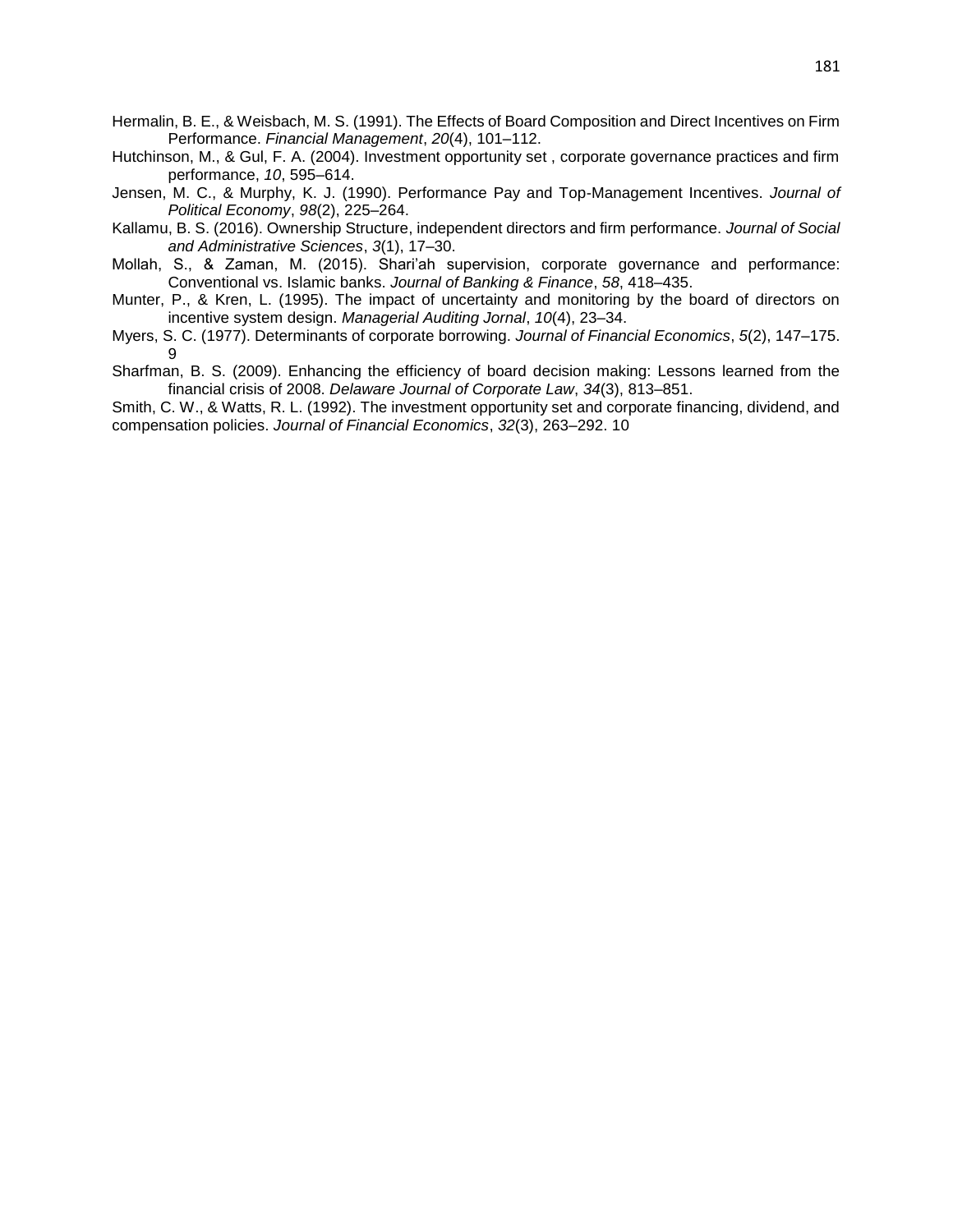Hermalin, B. E., & Weisbach, M. S. (1991). The Effects of Board Composition and Direct Incentives on Firm Performance. *Financial Management*, *20*(4), 101–112.

Hutchinson, M., & Gul, F. A. (2004). Investment opportunity set , corporate governance practices and firm performance, *10*, 595–614.

Jensen, M. C., & Murphy, K. J. (1990). Performance Pay and Top-Management Incentives. *Journal of Political Economy*, *98*(2), 225–264.

Kallamu, B. S. (2016). Ownership Structure, independent directors and firm performance. *Journal of Social and Administrative Sciences*, *3*(1), 17–30.

Mollah, S., & Zaman, M. (2015). Shari'ah supervision, corporate governance and performance: Conventional vs. Islamic banks. *Journal of Banking & Finance*, *58*, 418–435.

Munter, P., & Kren, L. (1995). The impact of uncertainty and monitoring by the board of directors on incentive system design. *Managerial Auditing Jornal*, *10*(4), 23–34.

Myers, S. C. (1977). Determinants of corporate borrowing. *Journal of Financial Economics*, *5*(2), 147–175. 9

Sharfman, B. S. (2009). Enhancing the efficiency of board decision making: Lessons learned from the financial crisis of 2008. *Delaware Journal of Corporate Law*, *34*(3), 813–851.

Smith, C. W., & Watts, R. L. (1992). The investment opportunity set and corporate financing, dividend, and compensation policies. *Journal of Financial Economics*, *32*(3), 263–292. 10